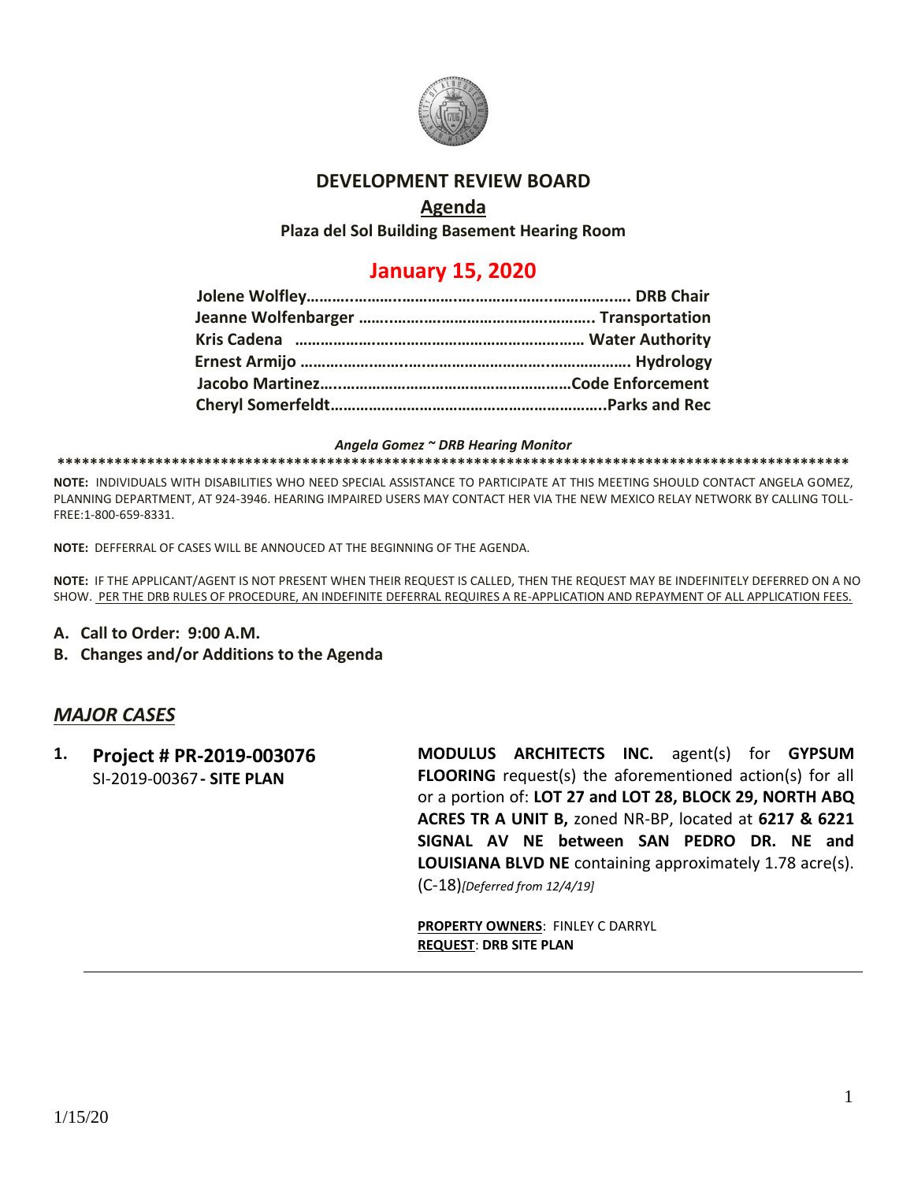# DEVELOPMENT REVIEW BOARD

## Agenda

**Plaza del Sol Building Basement Hearing Room**

## January 15, 2020

**Jolene Wolfley……………………………………………………………… DRB Chair**
**Jeanne Wolfenbarger ……………………………………………. Transportation**
**Kris Cadena ………………………………………………………… Water Authority**
**Ernest Armijo ………………………………………………………………. Hydrology**
**Jacobo Martinez………………………………………………………Code Enforcement**
**Cheryl Somerfeldt……………………………………………………………..Parks and Rec**

*Angela Gomez ~ DRB Hearing Monitor*

**\*\*\*\*\*\*\*\*\*\*\*\*\*\*\*\*\*\*\*\*\*\*\*\*\*\*\*\*\*\*\*\*\*\*\*\*\*\*\*\*\*\*\*\*\*\*\*\*\*\*\*\*\*\*\*\*\*\*\*\*\*\*\*\*\*\*\*\*\*\*\*\*\*\*\*\*\*\*\*\*\*\*\*\*\*\*\*\*\*\*\*\*\*\*\*\*\*\*\*\*\*\***

**NOTE:** INDIVIDUALS WITH DISABILITIES WHO NEED SPECIAL ASSISTANCE TO PARTICIPATE AT THIS MEETING SHOULD CONTACT ANGELA GOMEZ, PLANNING DEPARTMENT, AT 924-3946. HEARING IMPAIRED USERS MAY CONTACT HER VIA THE NEW MEXICO RELAY NETWORK BY CALLING TOLL-FREE:1-800-659-8331.

**NOTE:** DEFFERRAL OF CASES WILL BE ANNOUCED AT THE BEGINNING OF THE AGENDA.

**NOTE:** IF THE APPLICANT/AGENT IS NOT PRESENT WHEN THEIR REQUEST IS CALLED, THEN THE REQUEST MAY BE INDEFINITELY DEFERRED ON A NO SHOW. PER THE DRB RULES OF PROCEDURE, AN INDEFINITE DEFERRAL REQUIRES A RE-APPLICATION AND REPAYMENT OF ALL APPLICATION FEES.

**A. Call to Order: 9:00 A.M.**

**B. Changes and/or Additions to the Agenda**

## *MAJOR CASES*

**1. Project # PR-2019-003076**
SI-2019-00367 **- SITE PLAN**

**MODULUS ARCHITECTS INC.** agent(s) for **GYPSUM FLOORING** request(s) the aforementioned action(s) for all or a portion of: **LOT 27 and LOT 28, BLOCK 29, NORTH ABQ ACRES TR A UNIT B,** zoned NR-BP, located at **6217 & 6221 SIGNAL AV NE between SAN PEDRO DR. NE and LOUISIANA BLVD NE** containing approximately 1.78 acre(s). (C-18)*[Deferred from 12/4/19]*

**PROPERTY OWNERS**: FINLEY C DARRYL
**REQUEST**: **DRB SITE PLAN**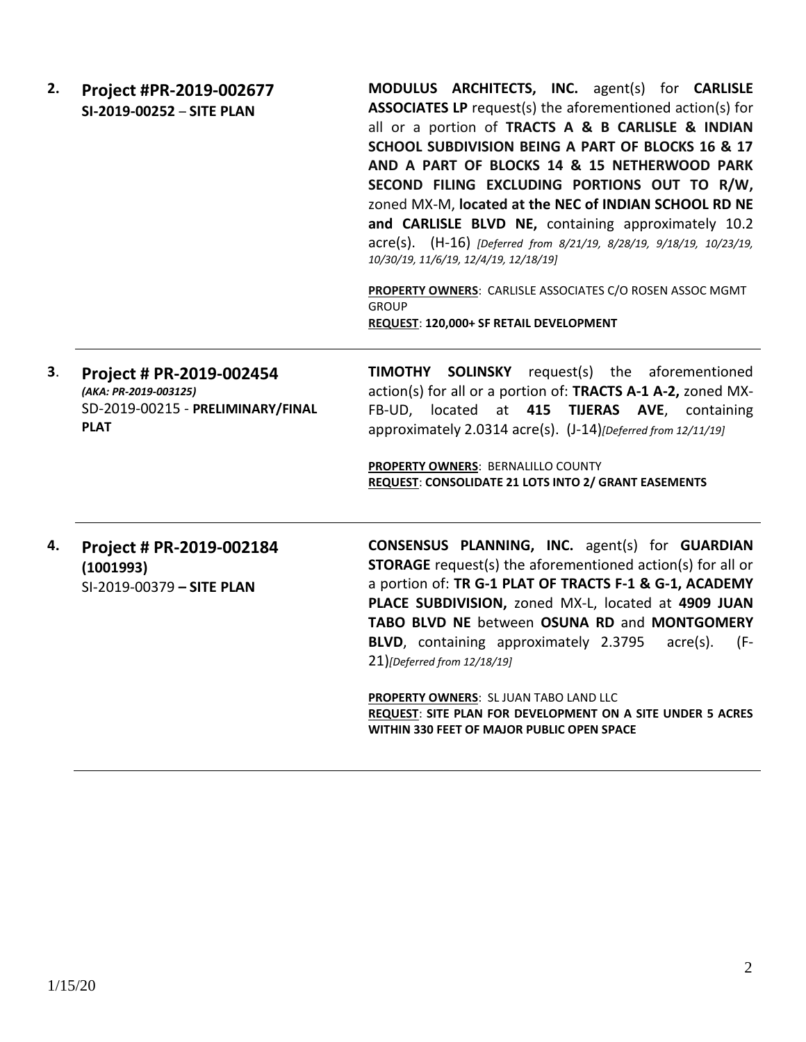**2. Project #PR-2019-002677**
**SI-2019-00252 – SITE PLAN**

**MODULUS ARCHITECTS, INC.** agent(s) for **CARLISLE ASSOCIATES LP** request(s) the aforementioned action(s) for all or a portion of **TRACTS A & B CARLISLE & INDIAN SCHOOL SUBDIVISION BEING A PART OF BLOCKS 16 & 17 AND A PART OF BLOCKS 14 & 15 NETHERWOOD PARK SECOND FILING EXCLUDING PORTIONS OUT TO R/W,** zoned MX-M, **located at the NEC of INDIAN SCHOOL RD NE and CARLISLE BLVD NE,** containing approximately 10.2 acre(s). (H-16) *[Deferred from 8/21/19, 8/28/19, 9/18/19, 10/23/19, 10/30/19, 11/6/19, 12/4/19, 12/18/19]*

**PROPERTY OWNERS**: CARLISLE ASSOCIATES C/O ROSEN ASSOC MGMT GROUP
**REQUEST**: **120,000+ SF RETAIL DEVELOPMENT**

---

**3. Project # PR-2019-002454**
*(AKA: PR-2019-003125)*
SD-2019-00215 - **PRELIMINARY/FINAL PLAT**

**TIMOTHY SOLINSKY** request(s) the aforementioned action(s) for all or a portion of: **TRACTS A-1 A-2,** zoned MX-FB-UD, located at **415 TIJERAS AVE**, containing approximately 2.0314 acre(s). (J-14)*[Deferred from 12/11/19]*

**PROPERTY OWNERS**: BERNALILLO COUNTY
**REQUEST**: **CONSOLIDATE 21 LOTS INTO 2/ GRANT EASEMENTS**

---

**4. Project # PR-2019-002184 (1001993)**
SI-2019-00379 **– SITE PLAN**

**CONSENSUS PLANNING, INC.** agent(s) for **GUARDIAN STORAGE** request(s) the aforementioned action(s) for all or a portion of: **TR G-1 PLAT OF TRACTS F-1 & G-1, ACADEMY PLACE SUBDIVISION,** zoned MX-L, located at **4909 JUAN TABO BLVD NE** between **OSUNA RD** and **MONTGOMERY BLVD**, containing approximately 2.3795 acre(s). (F-21)*[Deferred from 12/18/19]*

**PROPERTY OWNERS**: SL JUAN TABO LAND LLC
**REQUEST**: **SITE PLAN FOR DEVELOPMENT ON A SITE UNDER 5 ACRES WITHIN 330 FEET OF MAJOR PUBLIC OPEN SPACE**

---

1/15/20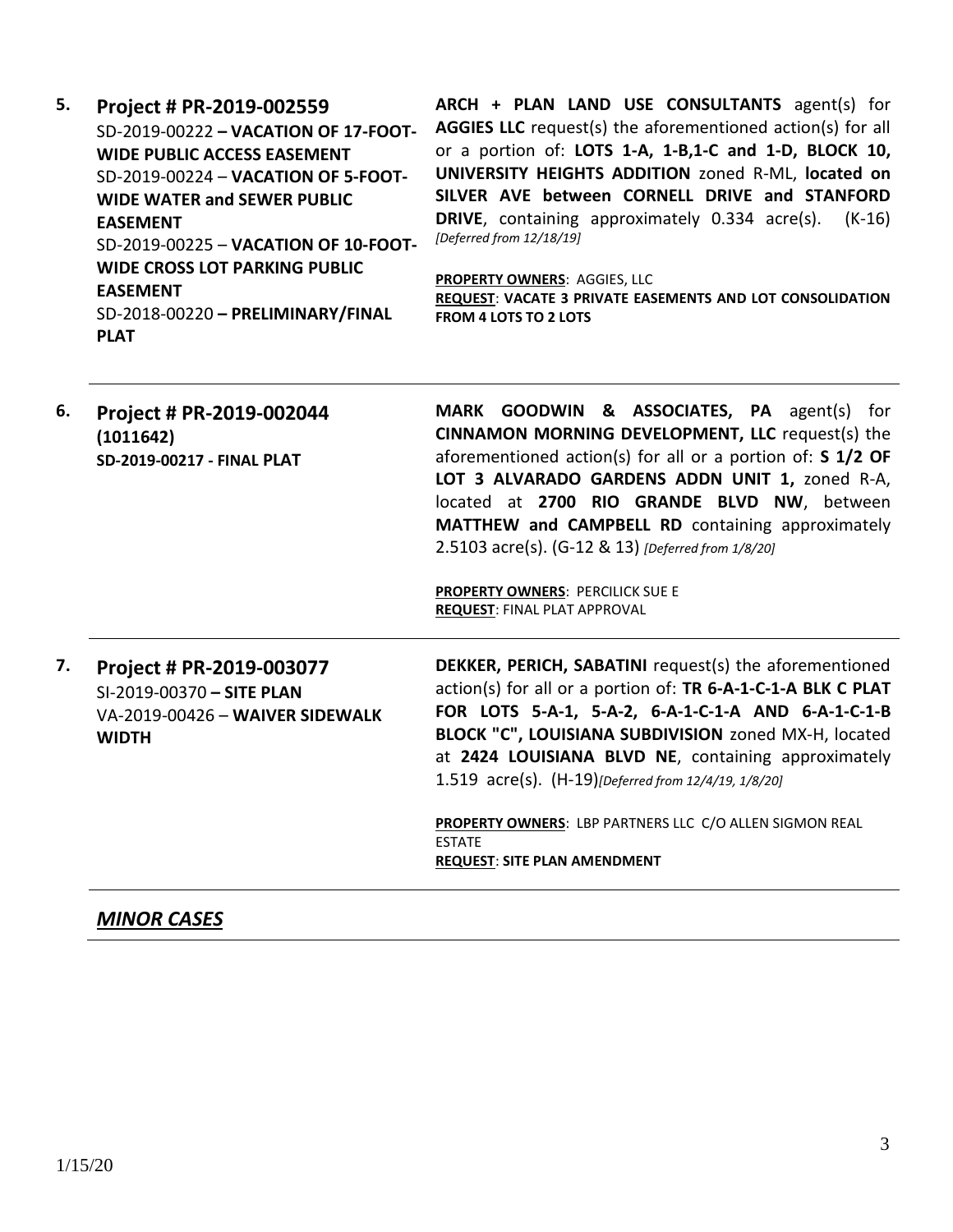**5. Project # PR-2019-002559**
SD-2019-00222 **– VACATION OF 17-FOOT-WIDE PUBLIC ACCESS EASEMENT**
SD-2019-00224 – **VACATION OF 5-FOOT-WIDE WATER and SEWER PUBLIC EASEMENT**
SD-2019-00225 – **VACATION OF 10-FOOT-WIDE CROSS LOT PARKING PUBLIC EASEMENT**
SD-2018-00220 **– PRELIMINARY/FINAL PLAT**

**ARCH + PLAN LAND USE CONSULTANTS** agent(s) for **AGGIES LLC** request(s) the aforementioned action(s) for all or a portion of: **LOTS 1-A, 1-B,1-C and 1-D, BLOCK 10, UNIVERSITY HEIGHTS ADDITION** zoned R-ML, **located on SILVER AVE between CORNELL DRIVE and STANFORD DRIVE**, containing approximately 0.334 acre(s). (K-16) *[Deferred from 12/18/19]*

**PROPERTY OWNERS**: AGGIES, LLC
**REQUEST**: **VACATE 3 PRIVATE EASEMENTS AND LOT CONSOLIDATION FROM 4 LOTS TO 2 LOTS**

---

**6. Project # PR-2019-002044 (1011642)**
**SD-2019-00217 - FINAL PLAT**

**MARK GOODWIN & ASSOCIATES, PA** agent(s) for **CINNAMON MORNING DEVELOPMENT, LLC** request(s) the aforementioned action(s) for all or a portion of: **S 1/2 OF LOT 3 ALVARADO GARDENS ADDN UNIT 1,** zoned R-A, located at **2700 RIO GRANDE BLVD NW**, between **MATTHEW and CAMPBELL RD** containing approximately 2.5103 acre(s). (G-12 & 13) *[Deferred from 1/8/20]*

**PROPERTY OWNERS**: PERCILICK SUE E
**REQUEST**: FINAL PLAT APPROVAL

---

**7. Project # PR-2019-003077**
SI-2019-00370 **– SITE PLAN**
VA-2019-00426 – **WAIVER SIDEWALK WIDTH**

**DEKKER, PERICH, SABATINI** request(s) the aforementioned action(s) for all or a portion of: **TR 6-A-1-C-1-A BLK C PLAT FOR LOTS 5-A-1, 5-A-2, 6-A-1-C-1-A AND 6-A-1-C-1-B BLOCK "C", LOUISIANA SUBDIVISION** zoned MX-H, located at **2424 LOUISIANA BLVD NE**, containing approximately 1.519 acre(s). (H-19)*[Deferred from 12/4/19, 1/8/20]*

**PROPERTY OWNERS**: LBP PARTNERS LLC C/O ALLEN SIGMON REAL ESTATE
**REQUEST**: **SITE PLAN AMENDMENT**

---

## ***MINOR CASES***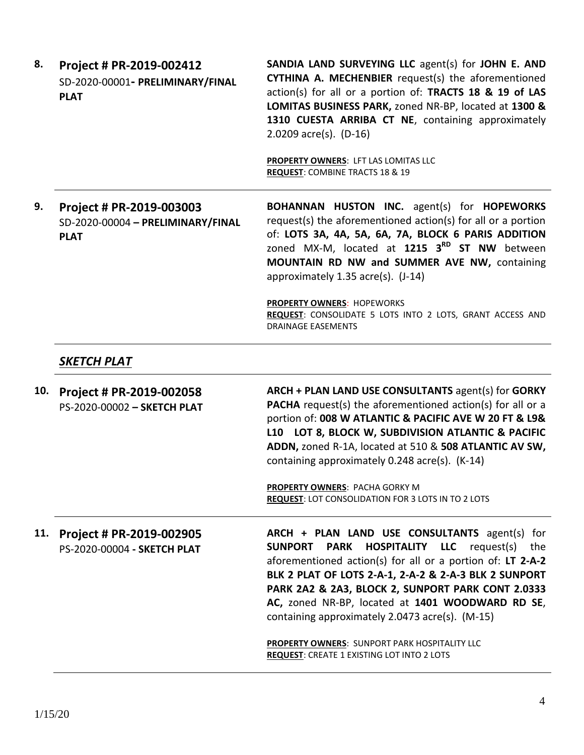**8. Project # PR-2019-002412**
SD-2020-00001**- PRELIMINARY/FINAL PLAT**

**SANDIA LAND SURVEYING LLC** agent(s) for **JOHN E. AND CYTHINA A. MECHENBIER** request(s) the aforementioned action(s) for all or a portion of: **TRACTS 18 & 19 of LAS LOMITAS BUSINESS PARK,** zoned NR-BP, located at **1300 & 1310 CUESTA ARRIBA CT NE**, containing approximately 2.0209 acre(s). (D-16)

**PROPERTY OWNERS**: LFT LAS LOMITAS LLC
**REQUEST**: COMBINE TRACTS 18 & 19

---

**9. Project # PR-2019-003003**
SD-2020-00004 **– PRELIMINARY/FINAL PLAT**

**BOHANNAN HUSTON INC.** agent(s) for **HOPEWORKS** request(s) the aforementioned action(s) for all or a portion of: **LOTS 3A, 4A, 5A, 6A, 7A, BLOCK 6 PARIS ADDITION** zoned MX-M, located at **1215 3RD ST NW** between **MOUNTAIN RD NW and SUMMER AVE NW,** containing approximately 1.35 acre(s). (J-14)

**PROPERTY OWNERS**: HOPEWORKS
**REQUEST**: CONSOLIDATE 5 LOTS INTO 2 LOTS, GRANT ACCESS AND DRAINAGE EASEMENTS

---

## ***SKETCH PLAT***

---

**10. Project # PR-2019-002058**
PS-2020-00002 **– SKETCH PLAT**

**ARCH + PLAN LAND USE CONSULTANTS** agent(s) for **GORKY PACHA** request(s) the aforementioned action(s) for all or a portion of: **008 W ATLANTIC & PACIFIC AVE W 20 FT & L9& L10 LOT 8, BLOCK W, SUBDIVISION ATLANTIC & PACIFIC ADDN,** zoned R-1A, located at 510 & **508 ATLANTIC AV SW,** containing approximately 0.248 acre(s). (K-14)

**PROPERTY OWNERS**: PACHA GORKY M
**REQUEST**: LOT CONSOLIDATION FOR 3 LOTS IN TO 2 LOTS

---

**11. Project # PR-2019-002905**
PS-2020-00004 **- SKETCH PLAT**

**ARCH + PLAN LAND USE CONSULTANTS** agent(s) for **SUNPORT PARK HOSPITALITY LLC** request(s) the aforementioned action(s) for all or a portion of: **LT 2-A-2 BLK 2 PLAT OF LOTS 2-A-1, 2-A-2 & 2-A-3 BLK 2 SUNPORT PARK 2A2 & 2A3, BLOCK 2, SUNPORT PARK CONT 2.0333 AC,** zoned NR-BP, located at **1401 WOODWARD RD SE**, containing approximately 2.0473 acre(s). (M-15)

**PROPERTY OWNERS**: SUNPORT PARK HOSPITALITY LLC
**REQUEST**: CREATE 1 EXISTING LOT INTO 2 LOTS

---

1/15/20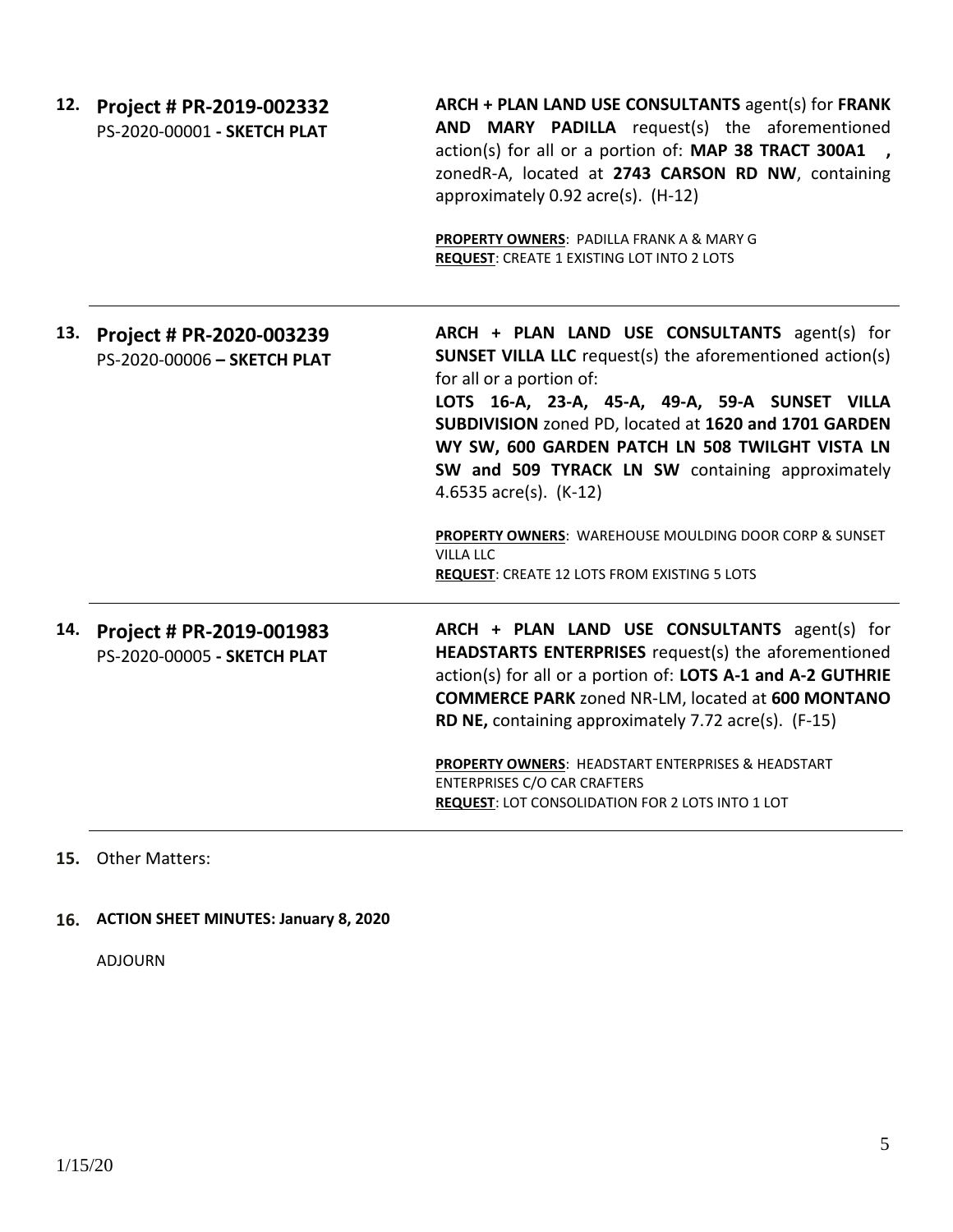**12. Project # PR-2019-002332**
PS-2020-00001 **- SKETCH PLAT**

**ARCH + PLAN LAND USE CONSULTANTS** agent(s) for **FRANK AND MARY PADILLA** request(s) the aforementioned action(s) for all or a portion of: **MAP 38 TRACT 300A1 ,** zonedR-A, located at **2743 CARSON RD NW**, containing approximately 0.92 acre(s). (H-12)

**PROPERTY OWNERS**: PADILLA FRANK A & MARY G
**REQUEST**: CREATE 1 EXISTING LOT INTO 2 LOTS

---

**13. Project # PR-2020-003239**
PS-2020-00006 **– SKETCH PLAT**

**ARCH + PLAN LAND USE CONSULTANTS** agent(s) for **SUNSET VILLA LLC** request(s) the aforementioned action(s) for all or a portion of:
**LOTS 16-A, 23-A, 45-A, 49-A, 59-A SUNSET VILLA SUBDIVISION** zoned PD, located at **1620 and 1701 GARDEN WY SW, 600 GARDEN PATCH LN 508 TWILGHT VISTA LN SW and 509 TYRACK LN SW** containing approximately 4.6535 acre(s). (K-12)

**PROPERTY OWNERS**: WAREHOUSE MOULDING DOOR CORP & SUNSET VILLA LLC
**REQUEST**: CREATE 12 LOTS FROM EXISTING 5 LOTS

---

**14. Project # PR-2019-001983**
PS-2020-00005 **- SKETCH PLAT**

**ARCH + PLAN LAND USE CONSULTANTS** agent(s) for **HEADSTARTS ENTERPRISES** request(s) the aforementioned action(s) for all or a portion of: **LOTS A-1 and A-2 GUTHRIE COMMERCE PARK** zoned NR-LM, located at **600 MONTANO RD NE,** containing approximately 7.72 acre(s). (F-15)

**PROPERTY OWNERS**: HEADSTART ENTERPRISES & HEADSTART ENTERPRISES C/O CAR CRAFTERS
**REQUEST**: LOT CONSOLIDATION FOR 2 LOTS INTO 1 LOT

---

**15.** Other Matters:

**16. ACTION SHEET MINUTES: January 8, 2020**

ADJOURN

1/15/20